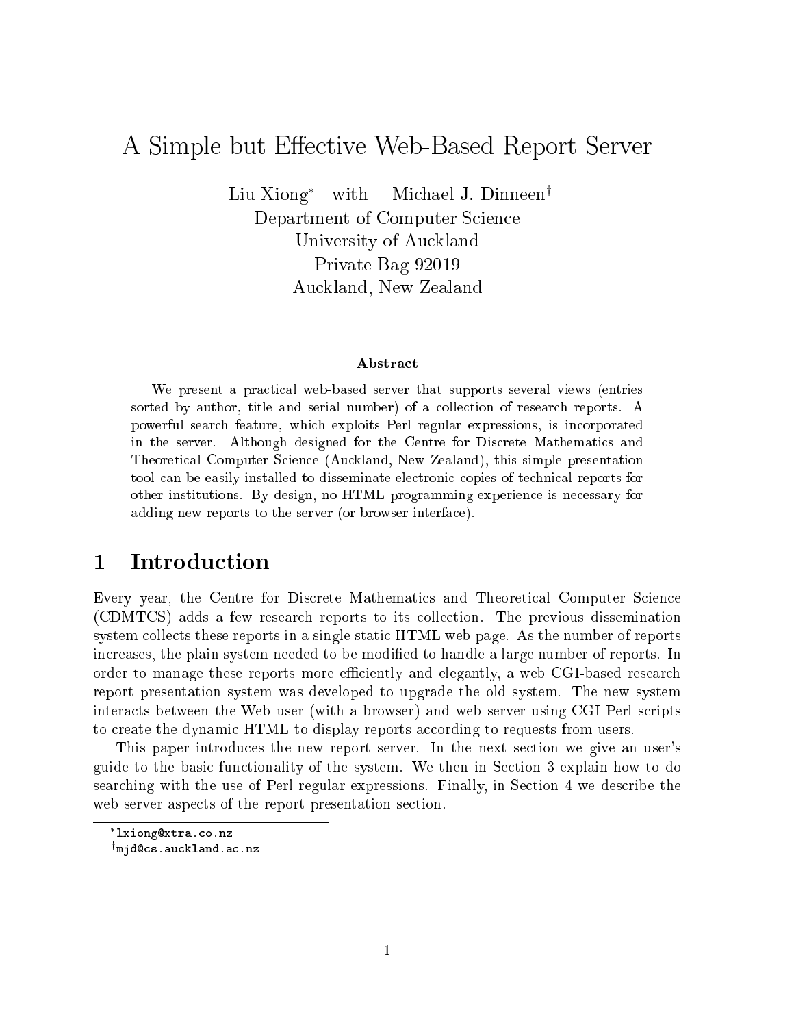# A Simple but Effective Web-Based Report Server

Liu Xiong* with Michael J. Dinneen†

Department of Computer Science
University of Auckland
Private Bag 92019
Auckland, New Zealand

### Abstract

We present a practical web-based server that supports several views (entries sorted by author, title and serial number) of a collection of research reports. A powerful search feature, which exploits Perl regular expressions, is incorporated in the server. Although designed for the Centre for Discrete Mathematics and Theoretical Computer Science (Auckland, New Zealand), this simple presentation tool can be easily installed to disseminate electronic copies of technical reports for other institutions. By design, no HTML programming experience is necessary for adding new reports to the server (or browser interface).

## 1 Introduction

Every year, the Centre for Discrete Mathematics and Theoretical Computer Science (CDMTCS) adds a few research reports to its collection. The previous dissemination system collects these reports in a single static HTML web page. As the number of reports increases, the plain system needed to be modified to handle a large number of reports. In order to manage these reports more efficiently and elegantly, a web CGI-based research report presentation system was developed to upgrade the old system. The new system interacts between the Web user (with a browser) and web server using CGI Perl scripts to create the dynamic HTML to display reports according to requests from users.

This paper introduces the new report server. In the next section we give an user's guide to the basic functionality of the system. We then in Section 3 explain how to do searching with the use of Perl regular expressions. Finally, in Section 4 we describe the web server aspects of the report presentation section.

---

*lxiong@xtra.co.nz

†mjd@cs.auckland.ac.nz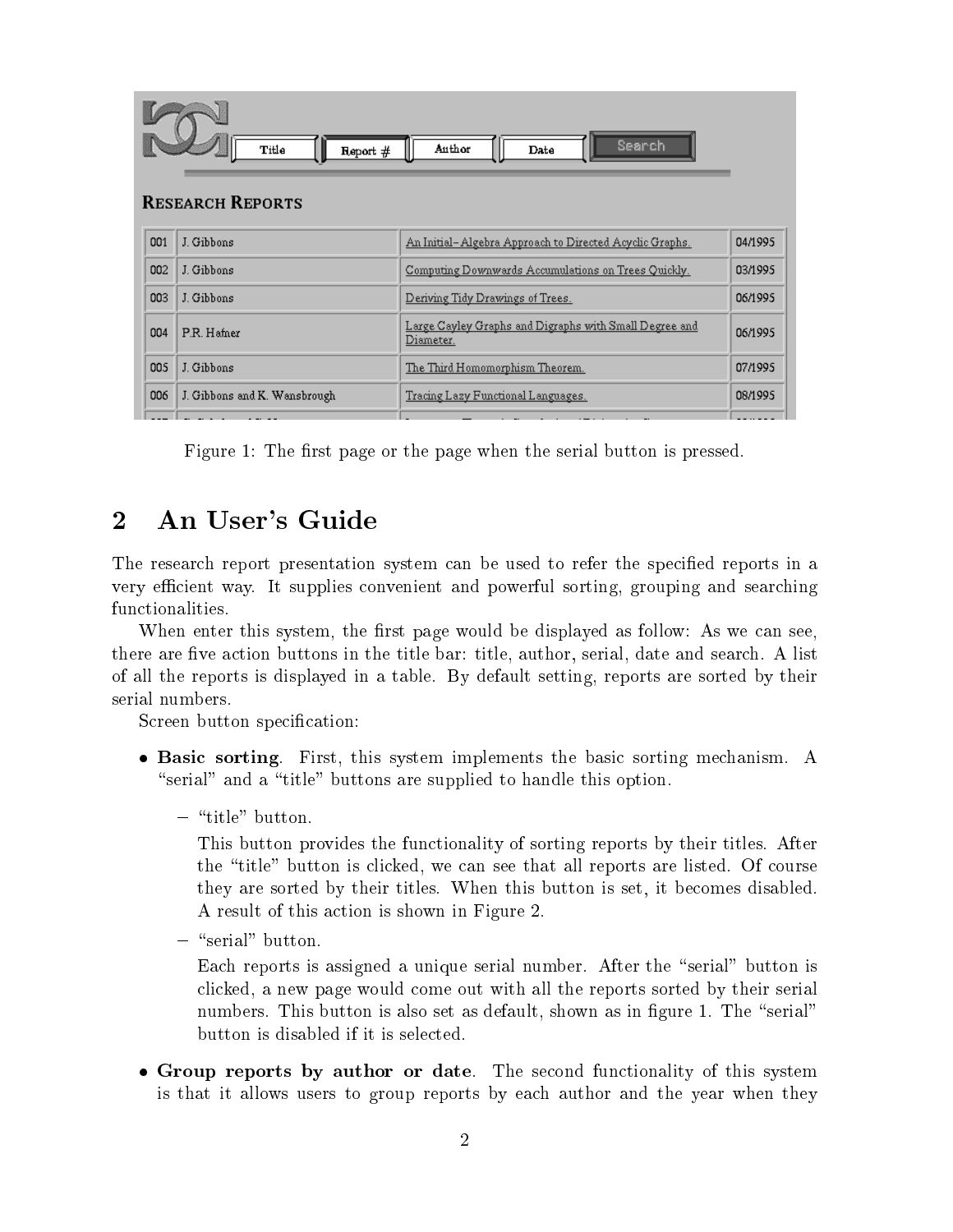Figure 1: The first page or the page when the serial button is pressed.

## 2 An User's Guide

The research report presentation system can be used to refer the specified reports in a very efficient way. It supplies convenient and powerful sorting, grouping and searching functionalities.

When enter this system, the first page would be displayed as follow: As we can see, there are five action buttons in the title bar: title, author, serial, date and search. A list of all the reports is displayed in a table. By default setting, reports are sorted by their serial numbers.

Screen button specification:

- **Basic sorting**. First, this system implements the basic sorting mechanism. A "serial" and a "title" buttons are supplied to handle this option.
  - "title" button.

    This button provides the functionality of sorting reports by their titles. After the "title" button is clicked, we can see that all reports are listed. Of course they are sorted by their titles. When this button is set, it becomes disabled. A result of this action is shown in Figure 2.
  - "serial" button.

    Each reports is assigned a unique serial number. After the "serial" button is clicked, a new page would come out with all the reports sorted by their serial numbers. This button is also set as default, shown as in figure 1. The "serial" button is disabled if it is selected.
- **Group reports by author or date**. The second functionality of this system is that it allows users to group reports by each author and the year when they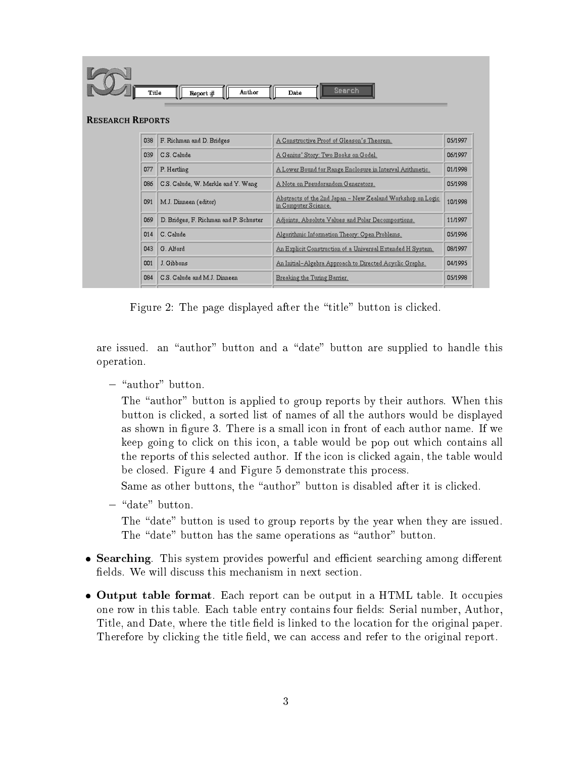| 038 | F. Richman and D. Bridges | A Constructive Proof of Gleason's Theorem. | 05/1997 |
|---|---|---|---|
| 039 | C.S. Calude | A Genius' Story: Two Books on Godel. | 06/1997 |
| 077 | P. Hertling | A Lower Bound for Range Enclosure in Interval Arithmetic. | 01/1998 |
| 086 | C.S. Calude, W. Merkle and Y. Wang | A Note on Pseudorandom Generators. | 05/1998 |
| 091 | M.J. Dinneen (editor) | Abstracts of the 2nd Japan - New Zealand Workshop on Logic in Computer Science. | 10/1998 |
| 069 | D. Bridges, F. Richman and P. Schuster | Adjoints, Absolute Values and Polar Decompostions. | 11/1997 |
| 014 | C. Calude | Algorithmic Information Theory: Open Problems. | 05/1996 |
| 043 | G. Alford | An Explicit Construction of a Universal Extended H System. | 08/1997 |
| 001 | J. Gibbons | An Initial-Algebra Approach to Directed Acyclic Graphs. | 04/1995 |
| 084 | C.S. Calude and M.J. Dinneen | Breaking the Turing Barrier. | 05/1998 |

Figure 2: The page displayed after the "title" button is clicked.

are issued. an "author" button and a "date" button are supplied to handle this operation.

- "author" button.

  The "author" button is applied to group reports by their authors. When this button is clicked, a sorted list of names of all the authors would be displayed as shown in figure 3. There is a small icon in front of each author name. If we keep going to click on this icon, a table would be pop out which contains all the reports of this selected author. If the icon is clicked again, the table would be closed. Figure 4 and Figure 5 demonstrate this process.

  Same as other buttons, the "author" button is disabled after it is clicked.

- "date" button.

  The "date" button is used to group reports by the year when they are issued. The "date" button has the same operations as "author" button.

- **Searching**. This system provides powerful and efficient searching among different fields. We will discuss this mechanism in next section.

- **Output table format**. Each report can be output in a HTML table. It occupies one row in this table. Each table entry contains four fields: Serial number, Author, Title, and Date, where the title field is linked to the location for the original paper. Therefore by clicking the title field, we can access and refer to the original report.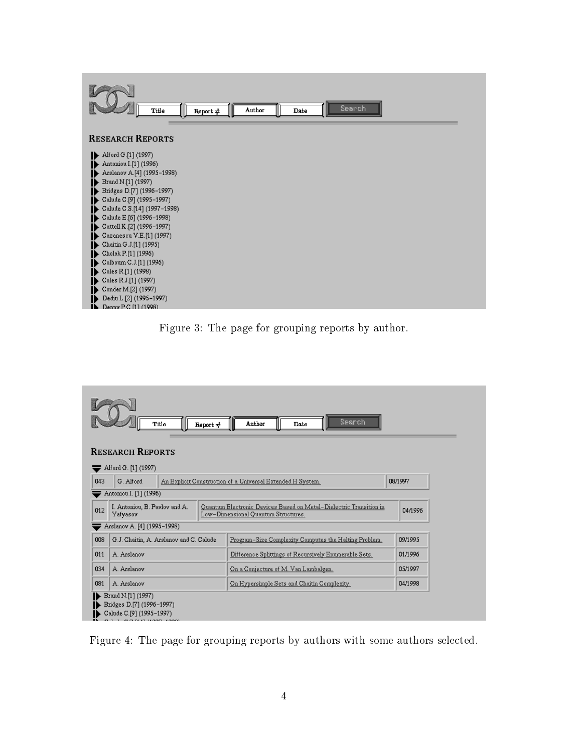Figure 3: The page for grouping reports by author.

Figure 4: The page for grouping reports by authors with some authors selected.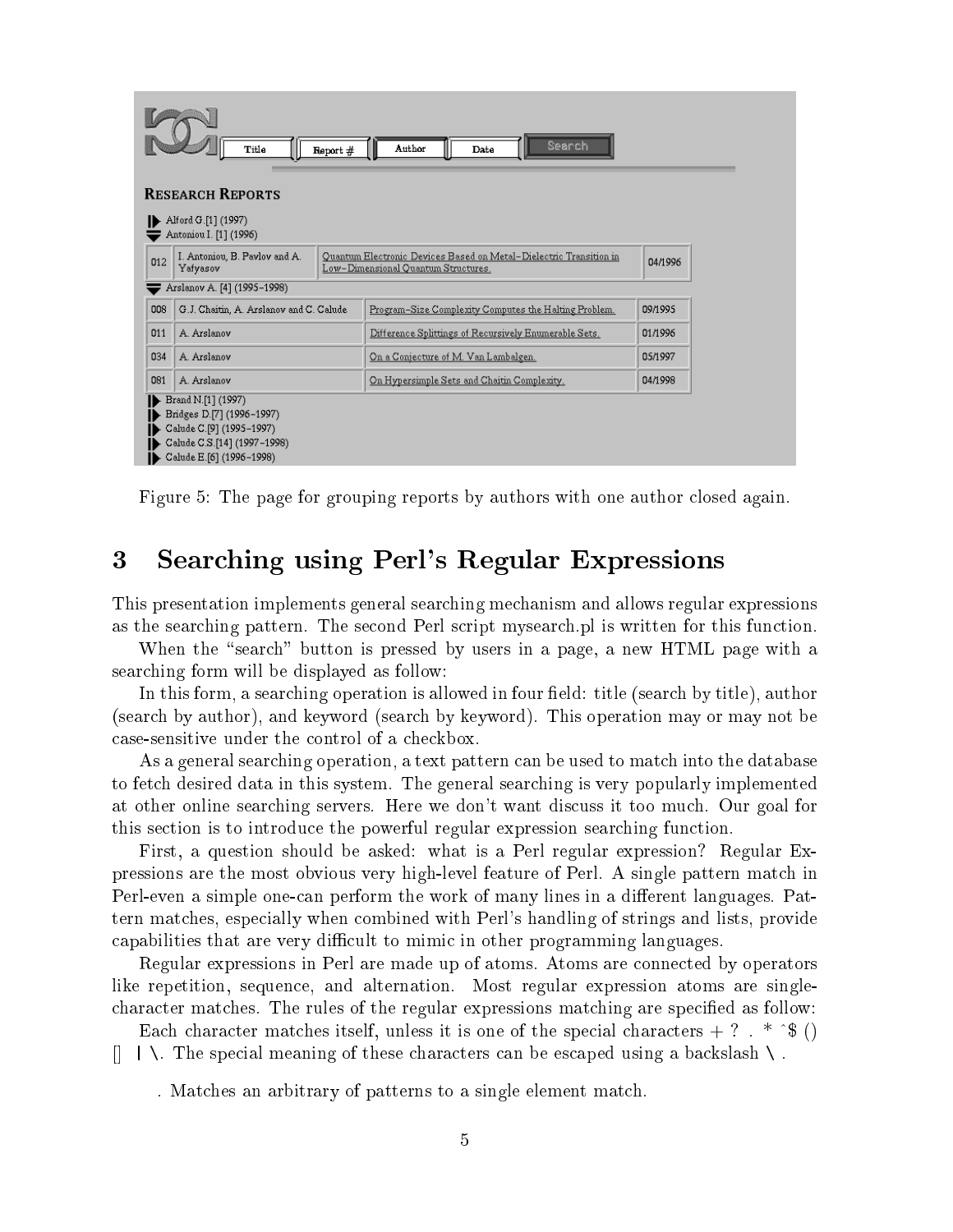Figure 5: The page for grouping reports by authors with one author closed again.

## 3 Searching using Perl's Regular Expressions

This presentation implements general searching mechanism and allows regular expressions as the searching pattern. The second Perl script mysearch.pl is written for this function.

When the "search" button is pressed by users in a page, a new HTML page with a searching form will be displayed as follow:

In this form, a searching operation is allowed in four field: title (search by title), author (search by author), and keyword (search by keyword). This operation may or may not be case-sensitive under the control of a checkbox.

As a general searching operation, a text pattern can be used to match into the database to fetch desired data in this system. The general searching is very popularly implemented at other online searching servers. Here we don't want discuss it too much. Our goal for this section is to introduce the powerful regular expression searching function.

First, a question should be asked: what is a Perl regular expression? Regular Expressions are the most obvious very high-level feature of Perl. A single pattern match in Perl-even a simple one-can perform the work of many lines in a different languages. Pattern matches, especially when combined with Perl's handling of strings and lists, provide capabilities that are very difficult to mimic in other programming languages.

Regular expressions in Perl are made up of atoms. Atoms are connected by operators like repetition, sequence, and alternation. Most regular expression atoms are single-character matches. The rules of the regular expressions matching are specified as follow:

Each character matches itself, unless it is one of the special characters + ? . * ^$ () [] | \. The special meaning of these characters can be escaped using a backslash \ .

. Matches an arbitrary of patterns to a single element match.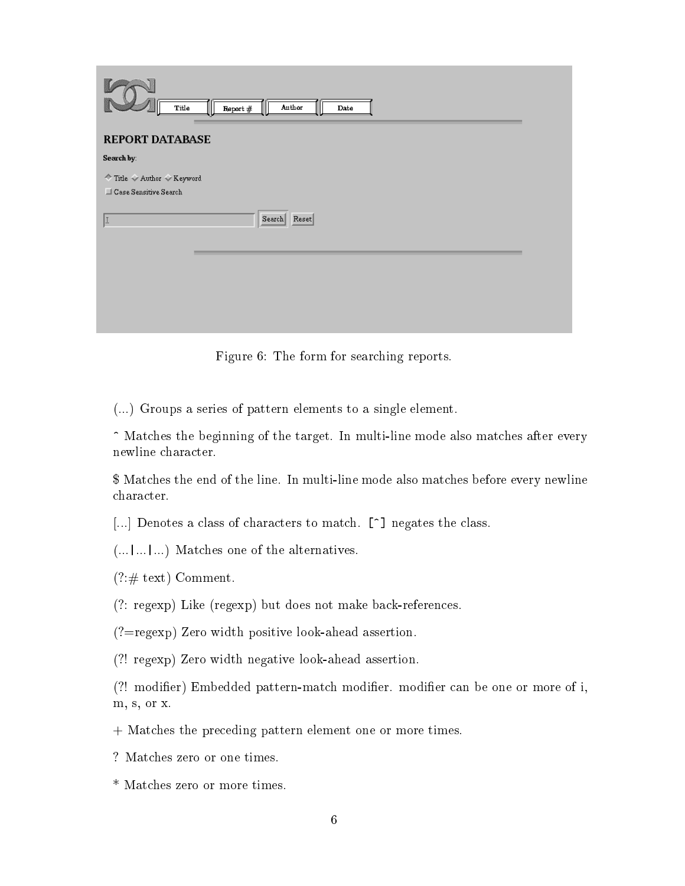Figure 6: The form for searching reports.

(...) Groups a series of pattern elements to a single element.

^ Matches the beginning of the target. In multi-line mode also matches after every newline character.

$ Matches the end of the line. In multi-line mode also matches before every newline character.

[...] Denotes a class of characters to match. `[^]` negates the class.

(...|...|...) Matches one of the alternatives.

(?:# text) Comment.

(?: regexp) Like (regexp) but does not make back-references.

(?=regexp) Zero width positive look-ahead assertion.

(?! regexp) Zero width negative look-ahead assertion.

(?! modifier) Embedded pattern-match modifier. modifier can be one or more of i, m, s, or x.

+ Matches the preceding pattern element one or more times.

? Matches zero or one times.

* Matches zero or more times.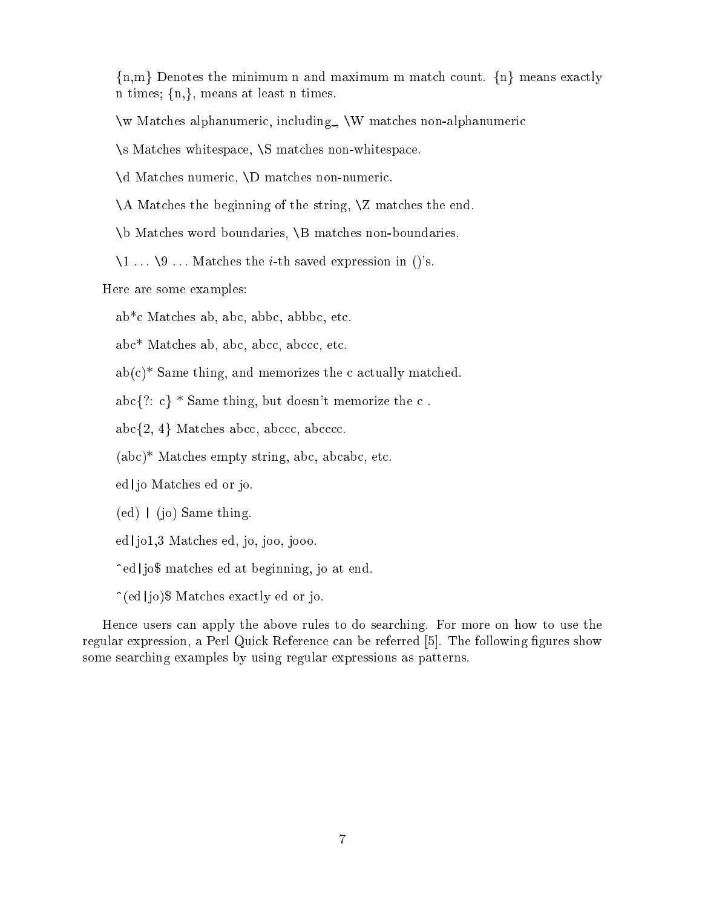{n,m} Denotes the minimum n and maximum m match count. {n} means exactly n times; {n,}, means at least n times.

\w Matches alphanumeric, including_, \W matches non-alphanumeric

\s Matches whitespace, \S matches non-whitespace.

\d Matches numeric, \D matches non-numeric.

\A Matches the beginning of the string, \Z matches the end.

\b Matches word boundaries, \B matches non-boundaries.

\1 ... \9 ... Matches the *i*-th saved expression in ()'s.

Here are some examples:

ab*c Matches ab, abc, abbc, abbbc, etc.

abc* Matches ab, abc, abcc, abccc, etc.

ab(c)* Same thing, and memorizes the c actually matched.

abc{?: c} * Same thing, but doesn't memorize the c .

abc{2, 4} Matches abcc, abccc, abcccc.

(abc)* Matches empty string, abc, abcabc, etc.

ed|jo Matches ed or jo.

(ed) | (jo) Same thing.

ed|jo1,3 Matches ed, jo, joo, jooo.

^ed|jo$ matches ed at beginning, jo at end.

^(ed|jo)$ Matches exactly ed or jo.

Hence users can apply the above rules to do searching. For more on how to use the regular expression, a Perl Quick Reference can be referred [5]. The following figures show some searching examples by using regular expressions as patterns.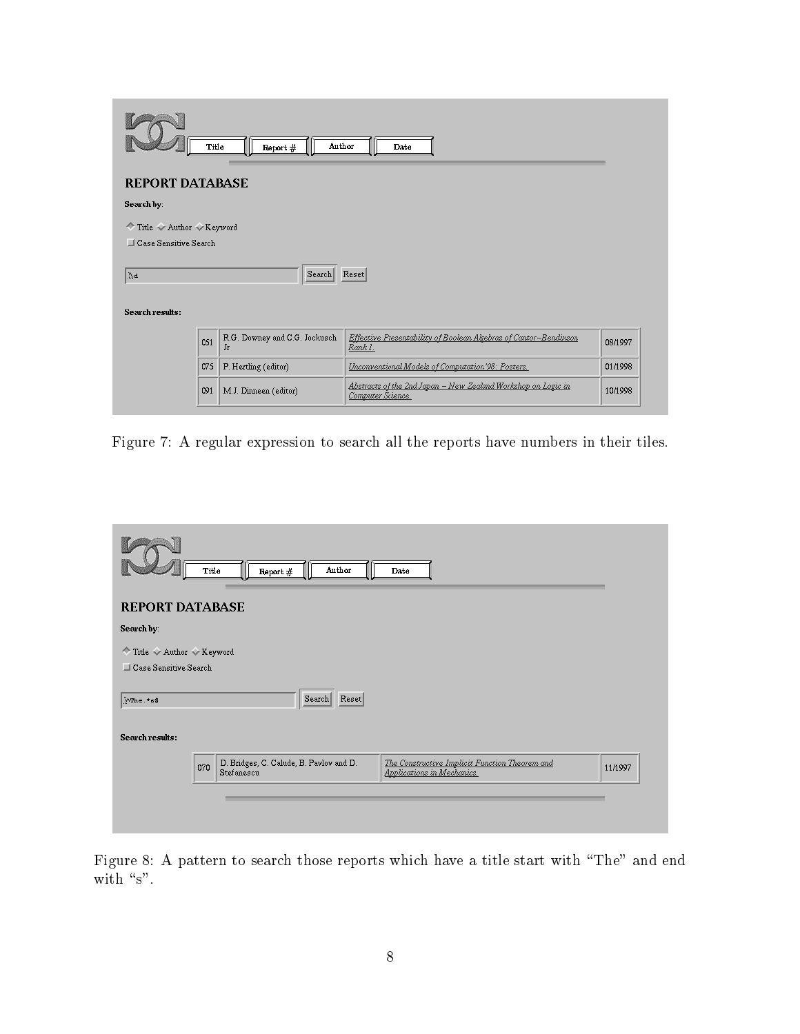REPORT DATABASE

Search by:

Title Author Keyword

Case Sensitive Search

\d

Search Reset

Search results:

| 051 | R.G. Downey and C.G. Jockusch Jr | *Effective Presentability of Boolean Algebras of Cantor–Bendixson Rank 1.* | 08/1997 |
|---|---|---|---|
| 075 | P. Hertling (editor) | *Unconventional Models of Computation'98: Posters.* | 01/1998 |
| 091 | M.J. Dinneen (editor) | *Abstracts of the 2nd Japan – New Zealand Workshop on Logic in Computer Science.* | 10/1998 |

Figure 7: A regular expression to search all the reports have numbers in their tiles.

REPORT DATABASE

Search by:

Title Author Keyword

Case Sensitive Search

^The.*s$

Search Reset

Search results:

| 070 | D. Bridges, C. Calude, B. Pavlov and D. Stefanescu | *The Constructive Implicit Function Theorem and Applications in Mechanics.* | 11/1997 |
|---|---|---|---|

Figure 8: A pattern to search those reports which have a title start with "The" and end with "s".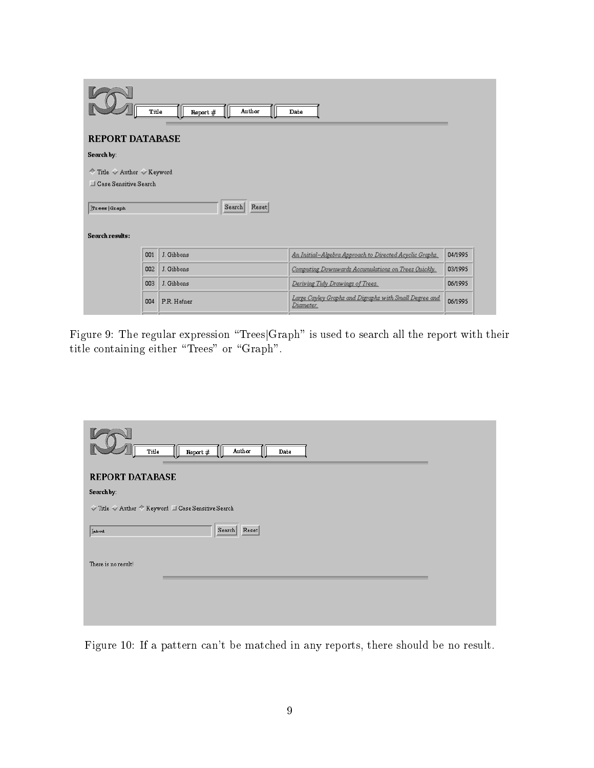Figure 9: The regular expression "Trees|Graph" is used to search all the report with their title containing either "Trees" or "Graph".

Figure 10: If a pattern can't be matched in any reports, there should be no result.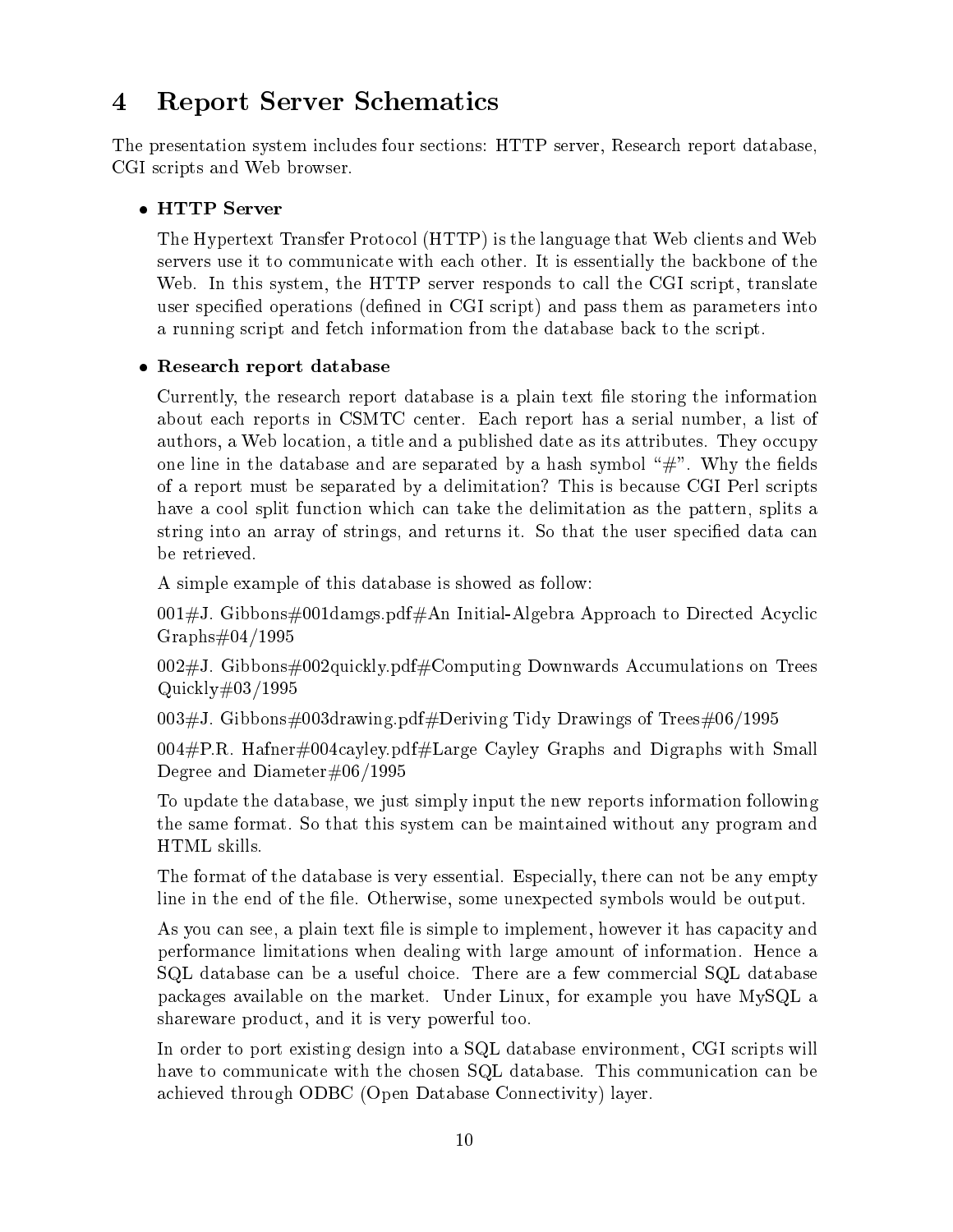## 4 Report Server Schematics

The presentation system includes four sections: HTTP server, Research report database, CGI scripts and Web browser.

- **HTTP Server**

  The Hypertext Transfer Protocol (HTTP) is the language that Web clients and Web servers use it to communicate with each other. It is essentially the backbone of the Web. In this system, the HTTP server responds to call the CGI script, translate user specified operations (defined in CGI script) and pass them as parameters into a running script and fetch information from the database back to the script.

- **Research report database**

  Currently, the research report database is a plain text file storing the information about each reports in CSMTC center. Each report has a serial number, a list of authors, a Web location, a title and a published date as its attributes. They occupy one line in the database and are separated by a hash symbol "#". Why the fields of a report must be separated by a delimitation? This is because CGI Perl scripts have a cool split function which can take the delimitation as the pattern, splits a string into an array of strings, and returns it. So that the user specified data can be retrieved.

  A simple example of this database is showed as follow:

  001#J. Gibbons#001damgs.pdf#An Initial-Algebra Approach to Directed Acyclic Graphs#04/1995

  002#J. Gibbons#002quickly.pdf#Computing Downwards Accumulations on Trees Quickly#03/1995

  003#J. Gibbons#003drawing.pdf#Deriving Tidy Drawings of Trees#06/1995

  004#P.R. Hafner#004cayley.pdf#Large Cayley Graphs and Digraphs with Small Degree and Diameter#06/1995

  To update the database, we just simply input the new reports information following the same format. So that this system can be maintained without any program and HTML skills.

  The format of the database is very essential. Especially, there can not be any empty line in the end of the file. Otherwise, some unexpected symbols would be output.

  As you can see, a plain text file is simple to implement, however it has capacity and performance limitations when dealing with large amount of information. Hence a SQL database can be a useful choice. There are a few commercial SQL database packages available on the market. Under Linux, for example you have MySQL a shareware product, and it is very powerful too.

  In order to port existing design into a SQL database environment, CGI scripts will have to communicate with the chosen SQL database. This communication can be achieved through ODBC (Open Database Connectivity) layer.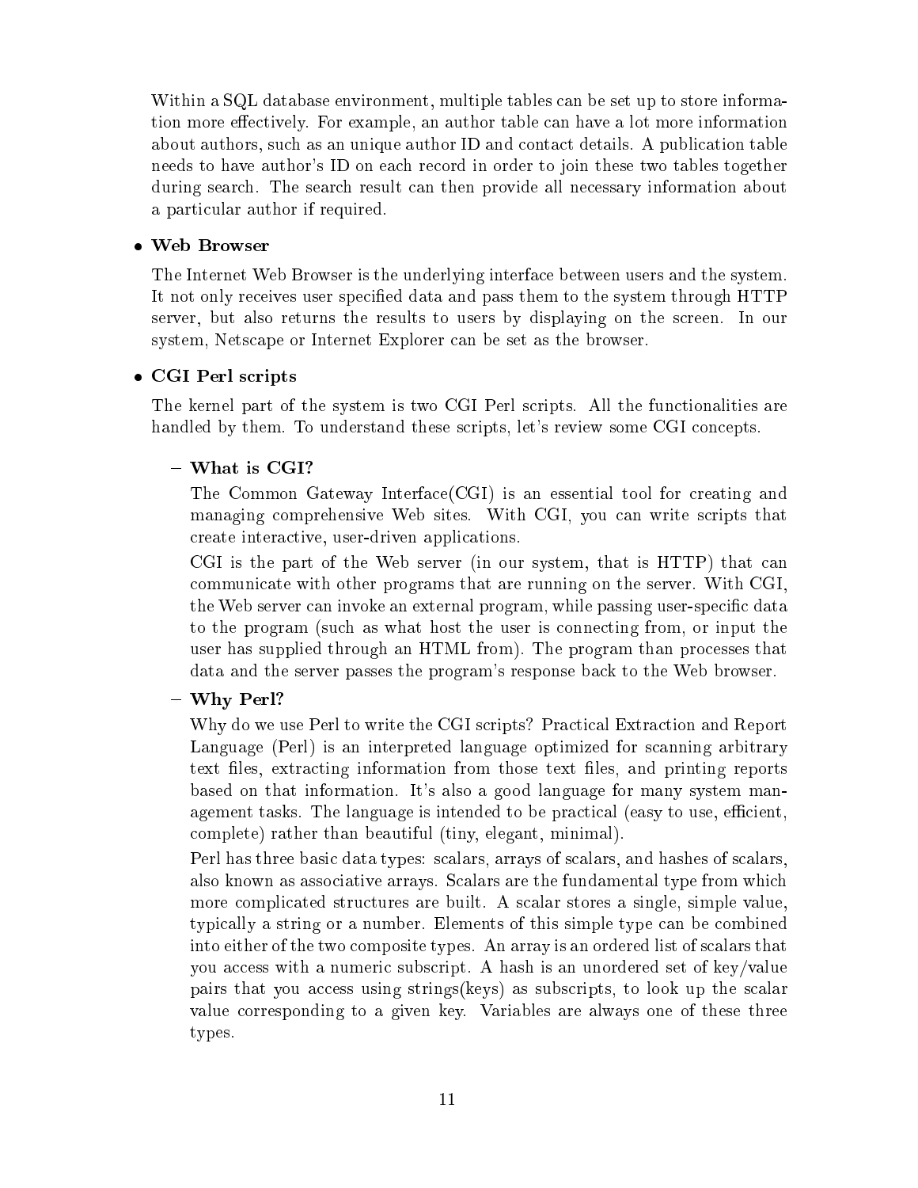Within a SQL database environment, multiple tables can be set up to store information more effectively. For example, an author table can have a lot more information about authors, such as an unique author ID and contact details. A publication table needs to have author's ID on each record in order to join these two tables together during search. The search result can then provide all necessary information about a particular author if required.

- **Web Browser**

  The Internet Web Browser is the underlying interface between users and the system. It not only receives user specified data and pass them to the system through HTTP server, but also returns the results to users by displaying on the screen. In our system, Netscape or Internet Explorer can be set as the browser.

- **CGI Perl scripts**

  The kernel part of the system is two CGI Perl scripts. All the functionalities are handled by them. To understand these scripts, let's review some CGI concepts.

  – **What is CGI?**

    The Common Gateway Interface(CGI) is an essential tool for creating and managing comprehensive Web sites. With CGI, you can write scripts that create interactive, user-driven applications.

    CGI is the part of the Web server (in our system, that is HTTP) that can communicate with other programs that are running on the server. With CGI, the Web server can invoke an external program, while passing user-specific data to the program (such as what host the user is connecting from, or input the user has supplied through an HTML from). The program than processes that data and the server passes the program's response back to the Web browser.

  – **Why Perl?**

    Why do we use Perl to write the CGI scripts? Practical Extraction and Report Language (Perl) is an interpreted language optimized for scanning arbitrary text files, extracting information from those text files, and printing reports based on that information. It's also a good language for many system management tasks. The language is intended to be practical (easy to use, efficient, complete) rather than beautiful (tiny, elegant, minimal).

    Perl has three basic data types: scalars, arrays of scalars, and hashes of scalars, also known as associative arrays. Scalars are the fundamental type from which more complicated structures are built. A scalar stores a single, simple value, typically a string or a number. Elements of this simple type can be combined into either of the two composite types. An array is an ordered list of scalars that you access with a numeric subscript. A hash is an unordered set of key/value pairs that you access using strings(keys) as subscripts, to look up the scalar value corresponding to a given key. Variables are always one of these three types.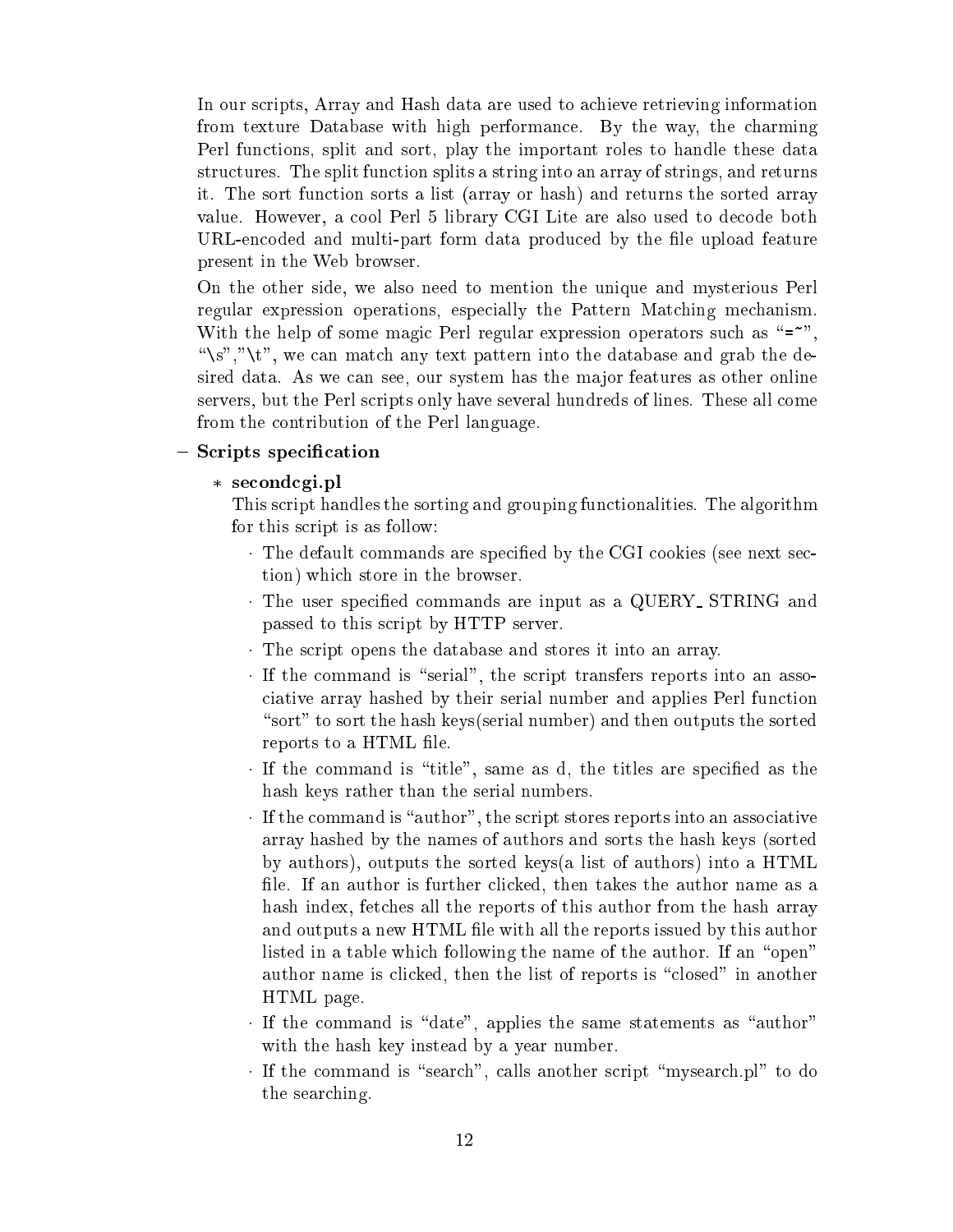In our scripts, Array and Hash data are used to achieve retrieving information from texture Database with high performance. By the way, the charming Perl functions, split and sort, play the important roles to handle these data structures. The split function splits a string into an array of strings, and returns it. The sort function sorts a list (array or hash) and returns the sorted array value. However, a cool Perl 5 library CGI Lite are also used to decode both URL-encoded and multi-part form data produced by the file upload feature present in the Web browser.

On the other side, we also need to mention the unique and mysterious Perl regular expression operations, especially the Pattern Matching mechanism. With the help of some magic Perl regular expression operators such as "=~", "\s","\t", we can match any text pattern into the database and grab the desired data. As we can see, our system has the major features as other online servers, but the Perl scripts only have several hundreds of lines. These all come from the contribution of the Perl language.

- **Scripts specification**
  - **secondcgi.pl**

    This script handles the sorting and grouping functionalities. The algorithm for this script is as follow:

    - The default commands are specified by the CGI cookies (see next section) which store in the browser.
    - The user specified commands are input as a QUERY_ STRING and passed to this script by HTTP server.
    - The script opens the database and stores it into an array.
    - If the command is "serial", the script transfers reports into an associative array hashed by their serial number and applies Perl function "sort" to sort the hash keys(serial number) and then outputs the sorted reports to a HTML file.
    - If the command is "title", same as d, the titles are specified as the hash keys rather than the serial numbers.
    - If the command is "author", the script stores reports into an associative array hashed by the names of authors and sorts the hash keys (sorted by authors), outputs the sorted keys(a list of authors) into a HTML file. If an author is further clicked, then takes the author name as a hash index, fetches all the reports of this author from the hash array and outputs a new HTML file with all the reports issued by this author listed in a table which following the name of the author. If an "open" author name is clicked, then the list of reports is "closed" in another HTML page.
    - If the command is "date", applies the same statements as "author" with the hash key instead by a year number.
    - If the command is "search", calls another script "mysearch.pl" to do the searching.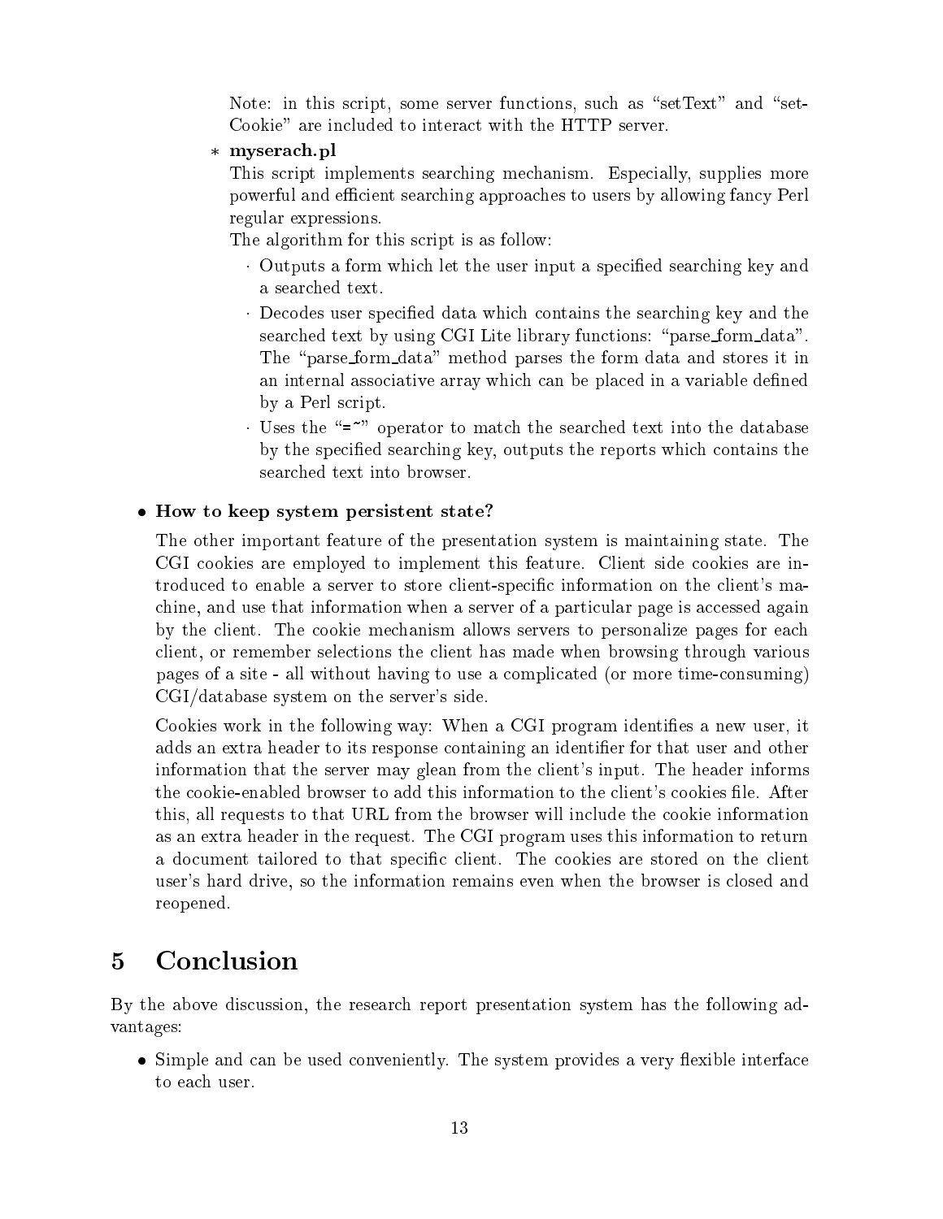Note: in this script, some server functions, such as "setText" and "setCookie" are included to interact with the HTTP server.

* **myserach.pl**

  This script implements searching mechanism. Especially, supplies more powerful and efficient searching approaches to users by allowing fancy Perl regular expressions.

  The algorithm for this script is as follow:

  · Outputs a form which let the user input a specified searching key and a searched text.

  · Decodes user specified data which contains the searching key and the searched text by using CGI Lite library functions: "parse_form_data". The "parse_form_data" method parses the form data and stores it in an internal associative array which can be placed in a variable defined by a Perl script.

  · Uses the "=~" operator to match the searched text into the database by the specified searching key, outputs the reports which contains the searched text into browser.

- **How to keep system persistent state?**

  The other important feature of the presentation system is maintaining state. The CGI cookies are employed to implement this feature. Client side cookies are introduced to enable a server to store client-specific information on the client's machine, and use that information when a server of a particular page is accessed again by the client. The cookie mechanism allows servers to personalize pages for each client, or remember selections the client has made when browsing through various pages of a site - all without having to use a complicated (or more time-consuming) CGI/database system on the server's side.

  Cookies work in the following way: When a CGI program identifies a new user, it adds an extra header to its response containing an identifier for that user and other information that the server may glean from the client's input. The header informs the cookie-enabled browser to add this information to the client's cookies file. After this, all requests to that URL from the browser will include the cookie information as an extra header in the request. The CGI program uses this information to return a document tailored to that specific client. The cookies are stored on the client user's hard drive, so the information remains even when the browser is closed and reopened.

# 5 Conclusion

By the above discussion, the research report presentation system has the following advantages:

- Simple and can be used conveniently. The system provides a very flexible interface to each user.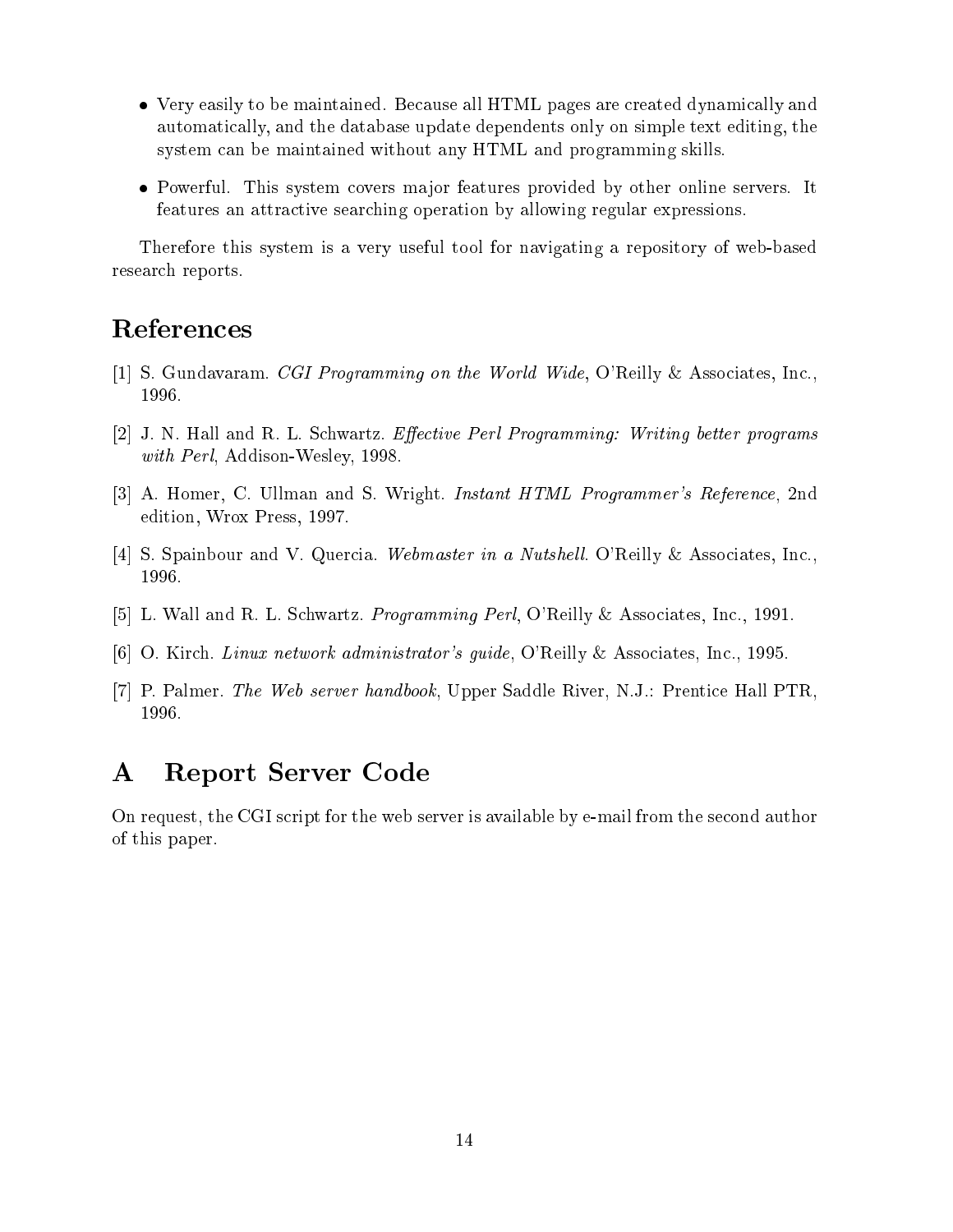- Very easily to be maintained. Because all HTML pages are created dynamically and automatically, and the database update dependents only on simple text editing, the system can be maintained without any HTML and programming skills.
- Powerful. This system covers major features provided by other online servers. It features an attractive searching operation by allowing regular expressions.

Therefore this system is a very useful tool for navigating a repository of web-based research reports.

## References

[1] S. Gundavaram. *CGI Programming on the World Wide*, O'Reilly & Associates, Inc., 1996.

[2] J. N. Hall and R. L. Schwartz. *Effective Perl Programming: Writing better programs with Perl*, Addison-Wesley, 1998.

[3] A. Homer, C. Ullman and S. Wright. *Instant HTML Programmer's Reference*, 2nd edition, Wrox Press, 1997.

[4] S. Spainbour and V. Quercia. *Webmaster in a Nutshell*. O'Reilly & Associates, Inc., 1996.

[5] L. Wall and R. L. Schwartz. *Programming Perl*, O'Reilly & Associates, Inc., 1991.

[6] O. Kirch. *Linux network administrator's guide*, O'Reilly & Associates, Inc., 1995.

[7] P. Palmer. *The Web server handbook*, Upper Saddle River, N.J.: Prentice Hall PTR, 1996.

## A Report Server Code

On request, the CGI script for the web server is available by e-mail from the second author of this paper.